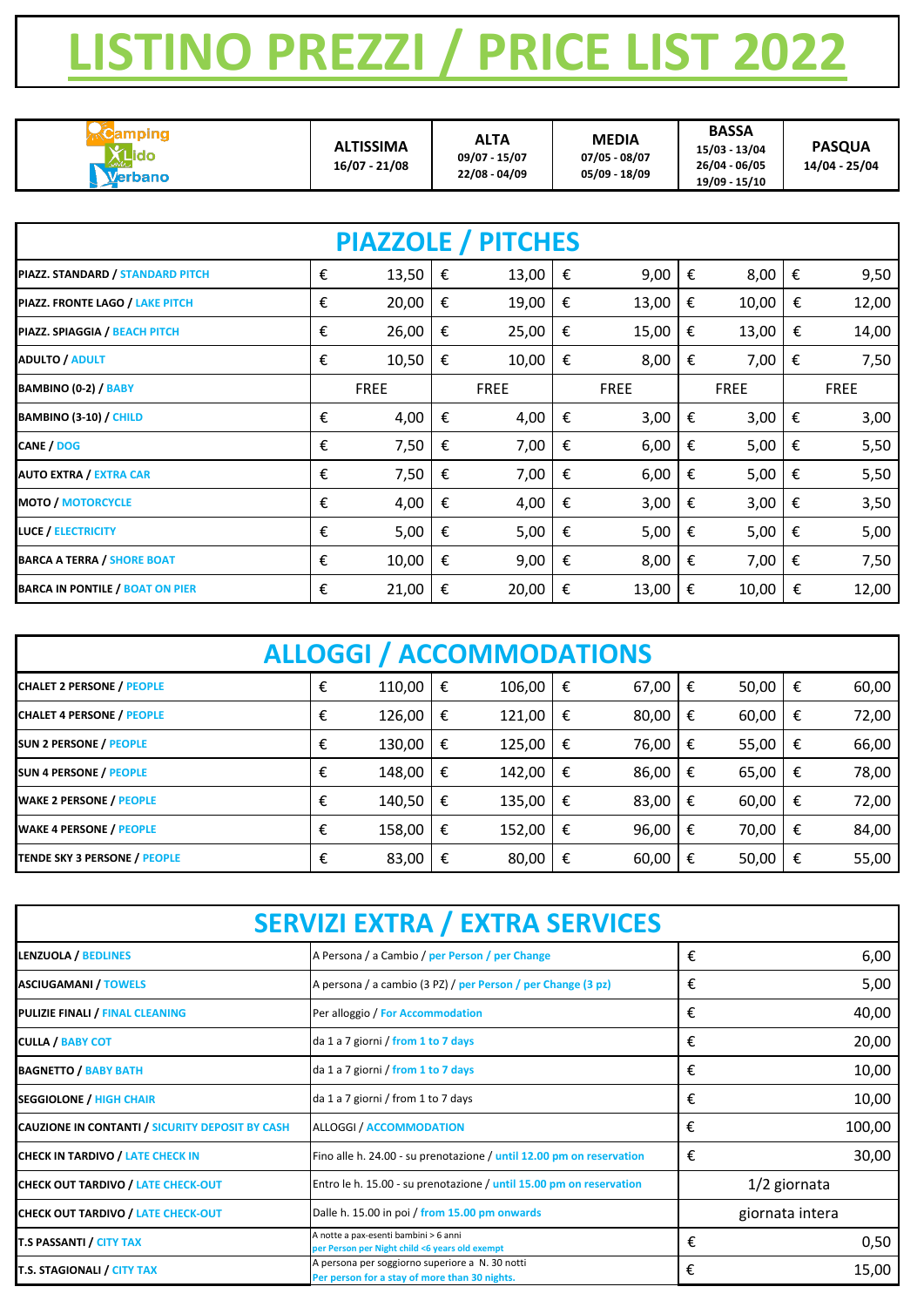# LISTINO PREZZI / PRICE LIST 2022

| Camping Lido Verbano | ALTISSIMA 16/07 - 21/08 | ALTA 09/07 - 15/07 22/08 - 04/09 | MEDIA 07/05 - 08/07 05/09 - 18/09 | BASSA 15/03 - 13/04 26/04 - 06/05 19/09 - 15/10 | PASQUA 14/04 - 25/04 |
|---|---|---|---|---|---|

## PIAZZOLE / PITCHES

| | | | | | |
|---|---|---|---|---|---|
| PIAZZ. STANDARD / STANDARD PITCH | € 13,50 | € 13,00 | € 9,00 | € 8,00 | € 9,50 |
| PIAZZ. FRONTE LAGO / LAKE PITCH | € 20,00 | € 19,00 | € 13,00 | € 10,00 | € 12,00 |
| PIAZZ. SPIAGGIA / BEACH PITCH | € 26,00 | € 25,00 | € 15,00 | € 13,00 | € 14,00 |
| ADULTO / ADULT | € 10,50 | € 10,00 | € 8,00 | € 7,00 | € 7,50 |
| BAMBINO (0-2) / BABY | FREE | FREE | FREE | FREE | FREE |
| BAMBINO (3-10) / CHILD | € 4,00 | € 4,00 | € 3,00 | € 3,00 | € 3,00 |
| CANE / DOG | € 7,50 | € 7,00 | € 6,00 | € 5,00 | € 5,50 |
| AUTO EXTRA / EXTRA CAR | € 7,50 | € 7,00 | € 6,00 | € 5,00 | € 5,50 |
| MOTO / MOTORCYCLE | € 4,00 | € 4,00 | € 3,00 | € 3,00 | € 3,50 |
| LUCE / ELECTRICITY | € 5,00 | € 5,00 | € 5,00 | € 5,00 | € 5,00 |
| BARCA A TERRA / SHORE BOAT | € 10,00 | € 9,00 | € 8,00 | € 7,00 | € 7,50 |
| BARCA IN PONTILE / BOAT ON PIER | € 21,00 | € 20,00 | € 13,00 | € 10,00 | € 12,00 |

## ALLOGGI / ACCOMMODATIONS

| | | | | | |
|---|---|---|---|---|---|
| CHALET 2 PERSONE / PEOPLE | € 110,00 | € 106,00 | € 67,00 | € 50,00 | € 60,00 |
| CHALET 4 PERSONE / PEOPLE | € 126,00 | € 121,00 | € 80,00 | € 60,00 | € 72,00 |
| SUN 2 PERSONE / PEOPLE | € 130,00 | € 125,00 | € 76,00 | € 55,00 | € 66,00 |
| SUN 4 PERSONE / PEOPLE | € 148,00 | € 142,00 | € 86,00 | € 65,00 | € 78,00 |
| WAKE 2 PERSONE / PEOPLE | € 140,50 | € 135,00 | € 83,00 | € 60,00 | € 72,00 |
| WAKE 4 PERSONE / PEOPLE | € 158,00 | € 152,00 | € 96,00 | € 70,00 | € 84,00 |
| TENDE SKY 3 PERSONE / PEOPLE | € 83,00 | € 80,00 | € 60,00 | € 50,00 | € 55,00 |

## SERVIZI EXTRA / EXTRA SERVICES

| | | |
|---|---|---|
| LENZUOLA / BEDLINES | A Persona / a Cambio / per Person / per Change | € 6,00 |
| ASCIUGAMANI / TOWELS | A persona / a cambio (3 PZ) / per Person / per Change (3 pz) | € 5,00 |
| PULIZIE FINALI / FINAL CLEANING | Per alloggio / For Accommodation | € 40,00 |
| CULLA / BABY COT | da 1 a 7 giorni / from 1 to 7 days | € 20,00 |
| BAGNETTO / BABY BATH | da 1 a 7 giorni / from 1 to 7 days | € 10,00 |
| SEGGIOLONE / HIGH CHAIR | da 1 a 7 giorni / from 1 to 7 days | € 10,00 |
| CAUZIONE IN CONTANTI / SICURITY DEPOSIT BY CASH | ALLOGGI / ACCOMMODATION | € 100,00 |
| CHECK IN TARDIVO / LATE CHECK IN | Fino alle h. 24.00 - su prenotazione / until 12.00 pm on reservation | € 30,00 |
| CHECK OUT TARDIVO / LATE CHECK-OUT | Entro le h. 15.00 - su prenotazione / until 15.00 pm on reservation | 1/2 giornata |
| CHECK OUT TARDIVO / LATE CHECK-OUT | Dalle h. 15.00 in poi / from 15.00 pm onwards | giornata intera |
| T.S PASSANTI / CITY TAX | A notte a pax-esenti bambini > 6 anni / per Person per Night child <6 years old exempt | € 0,50 |
| T.S. STAGIONALI / CITY TAX | A persona per soggiorno superiore a N. 30 notti / Per person for a stay of more than 30 nights. | € 15,00 |